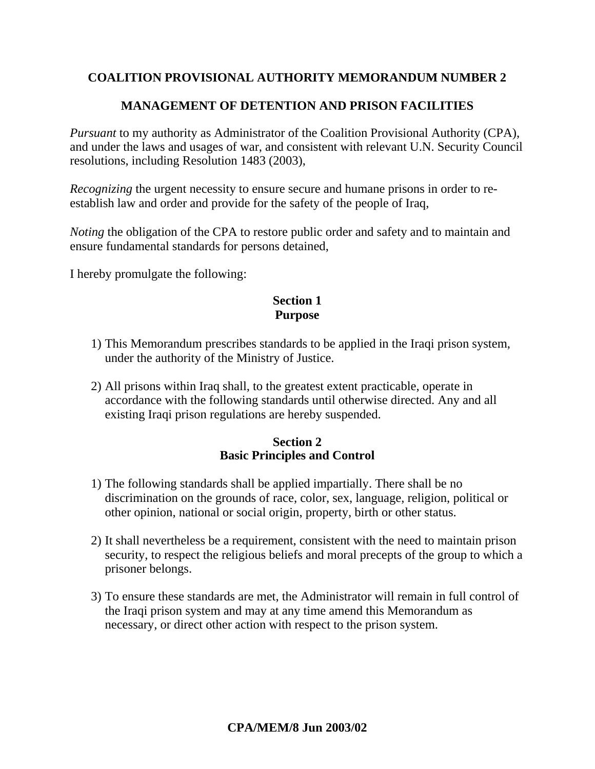# COALITION PROVISIONAL AUTHORITY MEMORANDUM NUMBER 2

## MANAGEMENT OF DETENTION AND PRISON FACILITIES

*Pursuant* to my authority as Administrator of the Coalition Provisional Authority (CPA), and under the laws and usages of war, and consistent with relevant U.N. Security Council resolutions, including Resolution 1483 (2003),

*Recognizing* the urgent necessity to ensure secure and humane prisons in order to re-establish law and order and provide for the safety of the people of Iraq,

*Noting* the obligation of the CPA to restore public order and safety and to maintain and ensure fundamental standards for persons detained,

I hereby promulgate the following:

### Section 1
### Purpose

1) This Memorandum prescribes standards to be applied in the Iraqi prison system, under the authority of the Ministry of Justice.

2) All prisons within Iraq shall, to the greatest extent practicable, operate in accordance with the following standards until otherwise directed. Any and all existing Iraqi prison regulations are hereby suspended.

### Section 2
### Basic Principles and Control

1) The following standards shall be applied impartially. There shall be no discrimination on the grounds of race, color, sex, language, religion, political or other opinion, national or social origin, property, birth or other status.

2) It shall nevertheless be a requirement, consistent with the need to maintain prison security, to respect the religious beliefs and moral precepts of the group to which a prisoner belongs.

3) To ensure these standards are met, the Administrator will remain in full control of the Iraqi prison system and may at any time amend this Memorandum as necessary, or direct other action with respect to the prison system.

**CPA/MEM/8 Jun 2003/02**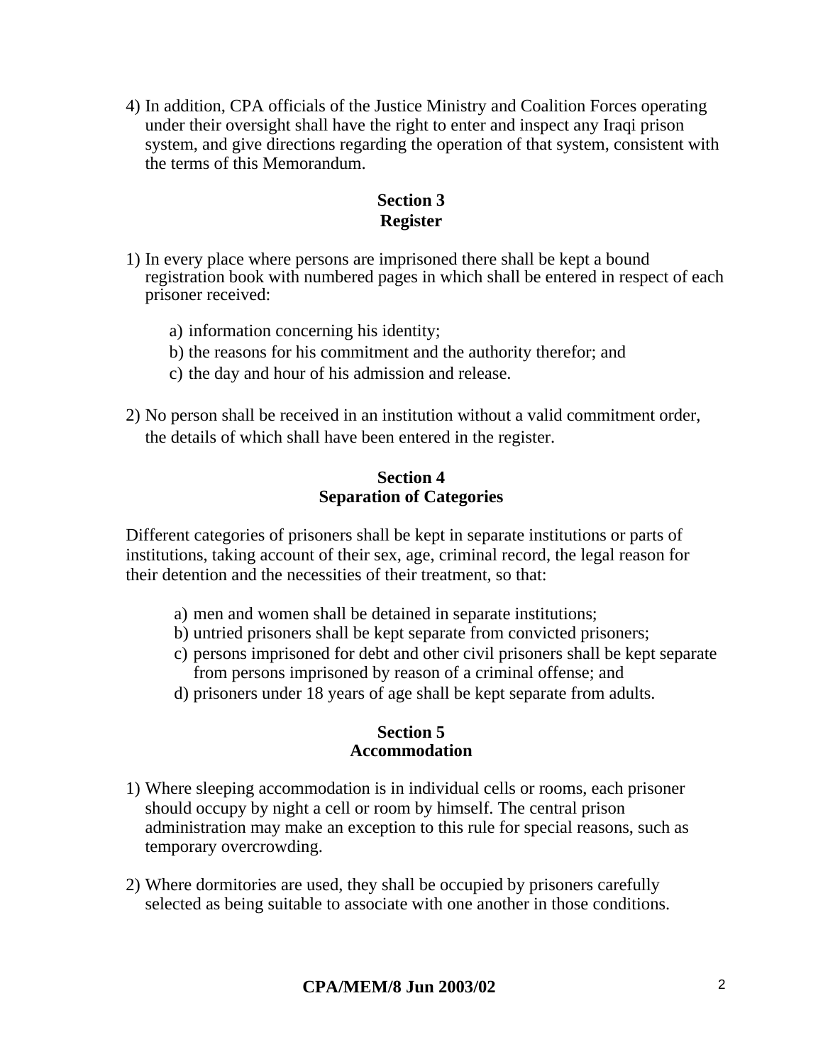4) In addition, CPA officials of the Justice Ministry and Coalition Forces operating under their oversight shall have the right to enter and inspect any Iraqi prison system, and give directions regarding the operation of that system, consistent with the terms of this Memorandum.

## Section 3
## Register

1) In every place where persons are imprisoned there shall be kept a bound registration book with numbered pages in which shall be entered in respect of each prisoner received:

   a) information concerning his identity;
   b) the reasons for his commitment and the authority therefor; and
   c) the day and hour of his admission and release.

2) No person shall be received in an institution without a valid commitment order, the details of which shall have been entered in the register.

## Section 4
## Separation of Categories

Different categories of prisoners shall be kept in separate institutions or parts of institutions, taking account of their sex, age, criminal record, the legal reason for their detention and the necessities of their treatment, so that:

a) men and women shall be detained in separate institutions;
b) untried prisoners shall be kept separate from convicted prisoners;
c) persons imprisoned for debt and other civil prisoners shall be kept separate from persons imprisoned by reason of a criminal offense; and
d) prisoners under 18 years of age shall be kept separate from adults.

## Section 5
## Accommodation

1) Where sleeping accommodation is in individual cells or rooms, each prisoner should occupy by night a cell or room by himself. The central prison administration may make an exception to this rule for special reasons, such as temporary overcrowding.

2) Where dormitories are used, they shall be occupied by prisoners carefully selected as being suitable to associate with one another in those conditions.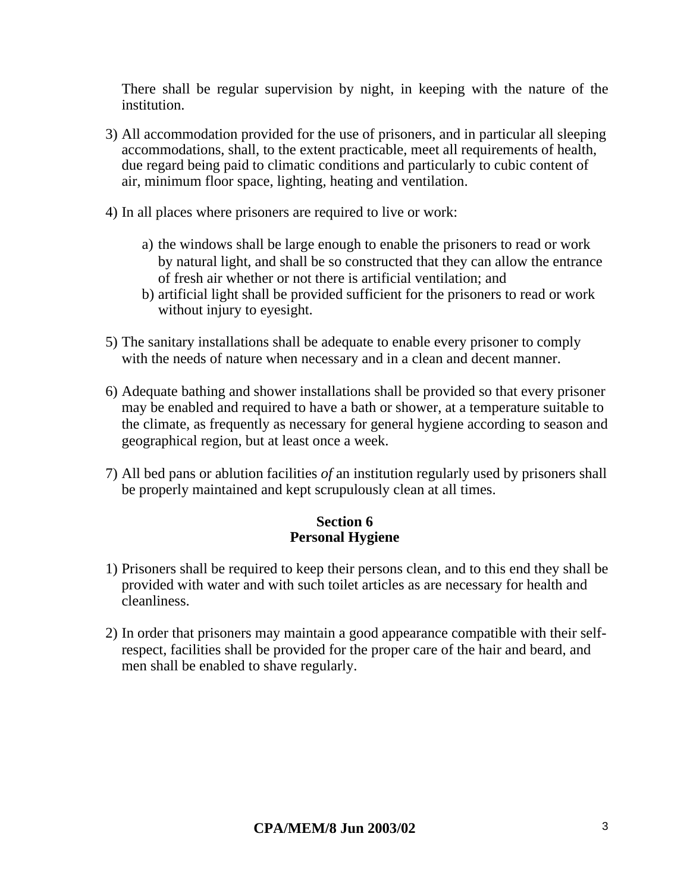There shall be regular supervision by night, in keeping with the nature of the institution.

3) All accommodation provided for the use of prisoners, and in particular all sleeping accommodations, shall, to the extent practicable, meet all requirements of health, due regard being paid to climatic conditions and particularly to cubic content of air, minimum floor space, lighting, heating and ventilation.

4) In all places where prisoners are required to live or work:

    a) the windows shall be large enough to enable the prisoners to read or work by natural light, and shall be so constructed that they can allow the entrance of fresh air whether or not there is artificial ventilation; and
    b) artificial light shall be provided sufficient for the prisoners to read or work without injury to eyesight.

5) The sanitary installations shall be adequate to enable every prisoner to comply with the needs of nature when necessary and in a clean and decent manner.

6) Adequate bathing and shower installations shall be provided so that every prisoner may be enabled and required to have a bath or shower, at a temperature suitable to the climate, as frequently as necessary for general hygiene according to season and geographical region, but at least once a week.

7) All bed pans or ablution facilities *of* an institution regularly used by prisoners shall be properly maintained and kept scrupulously clean at all times.

## Section 6
## Personal Hygiene

1) Prisoners shall be required to keep their persons clean, and to this end they shall be provided with water and with such toilet articles as are necessary for health and cleanliness.

2) In order that prisoners may maintain a good appearance compatible with their self-respect, facilities shall be provided for the proper care of the hair and beard, and men shall be enabled to shave regularly.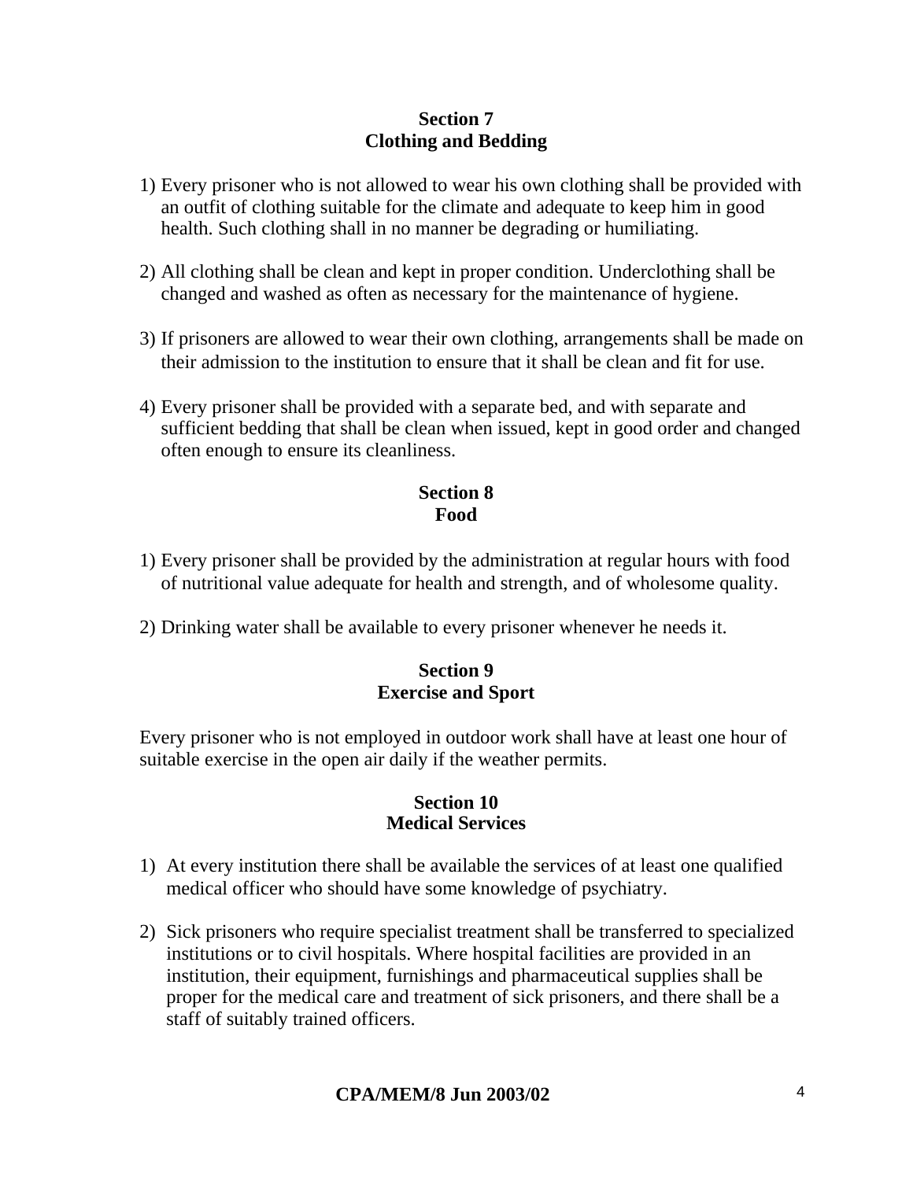## Section 7
## Clothing and Bedding

1) Every prisoner who is not allowed to wear his own clothing shall be provided with an outfit of clothing suitable for the climate and adequate to keep him in good health. Such clothing shall in no manner be degrading or humiliating.

2) All clothing shall be clean and kept in proper condition. Underclothing shall be changed and washed as often as necessary for the maintenance of hygiene.

3) If prisoners are allowed to wear their own clothing, arrangements shall be made on their admission to the institution to ensure that it shall be clean and fit for use.

4) Every prisoner shall be provided with a separate bed, and with separate and sufficient bedding that shall be clean when issued, kept in good order and changed often enough to ensure its cleanliness.

## Section 8
## Food

1) Every prisoner shall be provided by the administration at regular hours with food of nutritional value adequate for health and strength, and of wholesome quality.

2) Drinking water shall be available to every prisoner whenever he needs it.

## Section 9
## Exercise and Sport

Every prisoner who is not employed in outdoor work shall have at least one hour of suitable exercise in the open air daily if the weather permits.

## Section 10
## Medical Services

1) At every institution there shall be available the services of at least one qualified medical officer who should have some knowledge of psychiatry.

2) Sick prisoners who require specialist treatment shall be transferred to specialized institutions or to civil hospitals. Where hospital facilities are provided in an institution, their equipment, furnishings and pharmaceutical supplies shall be proper for the medical care and treatment of sick prisoners, and there shall be a staff of suitably trained officers.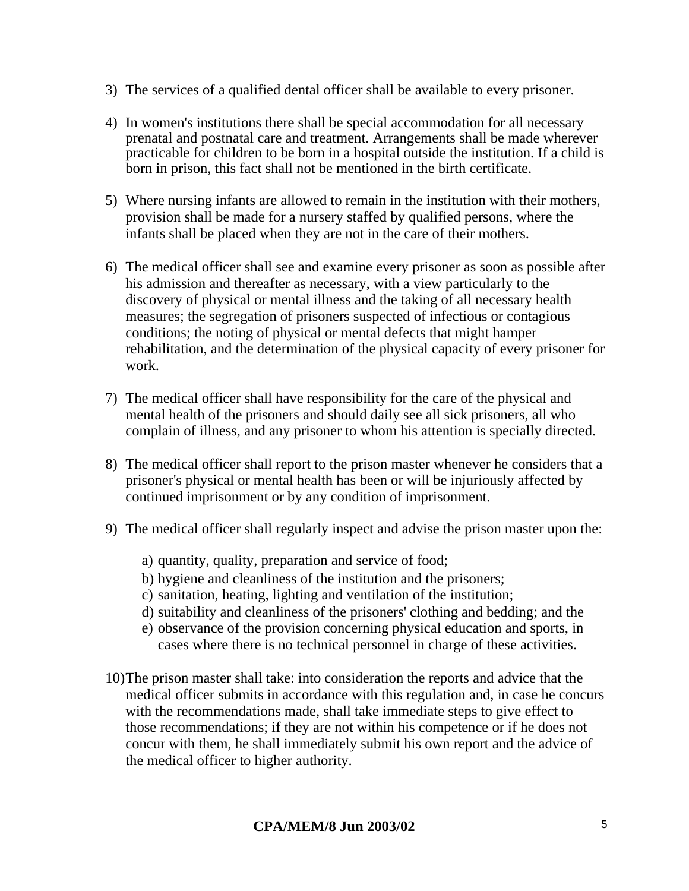3) The services of a qualified dental officer shall be available to every prisoner.

4) In women's institutions there shall be special accommodation for all necessary prenatal and postnatal care and treatment. Arrangements shall be made wherever practicable for children to be born in a hospital outside the institution. If a child is born in prison, this fact shall not be mentioned in the birth certificate.

5) Where nursing infants are allowed to remain in the institution with their mothers, provision shall be made for a nursery staffed by qualified persons, where the infants shall be placed when they are not in the care of their mothers.

6) The medical officer shall see and examine every prisoner as soon as possible after his admission and thereafter as necessary, with a view particularly to the discovery of physical or mental illness and the taking of all necessary health measures; the segregation of prisoners suspected of infectious or contagious conditions; the noting of physical or mental defects that might hamper rehabilitation, and the determination of the physical capacity of every prisoner for work.

7) The medical officer shall have responsibility for the care of the physical and mental health of the prisoners and should daily see all sick prisoners, all who complain of illness, and any prisoner to whom his attention is specially directed.

8) The medical officer shall report to the prison master whenever he considers that a prisoner's physical or mental health has been or will be injuriously affected by continued imprisonment or by any condition of imprisonment.

9) The medical officer shall regularly inspect and advise the prison master upon the:

   a) quantity, quality, preparation and service of food;
   b) hygiene and cleanliness of the institution and the prisoners;
   c) sanitation, heating, lighting and ventilation of the institution;
   d) suitability and cleanliness of the prisoners' clothing and bedding; and the
   e) observance of the provision concerning physical education and sports, in cases where there is no technical personnel in charge of these activities.

10) The prison master shall take: into consideration the reports and advice that the medical officer submits in accordance with this regulation and, in case he concurs with the recommendations made, shall take immediate steps to give effect to those recommendations; if they are not within his competence or if he does not concur with them, he shall immediately submit his own report and the advice of the medical officer to higher authority.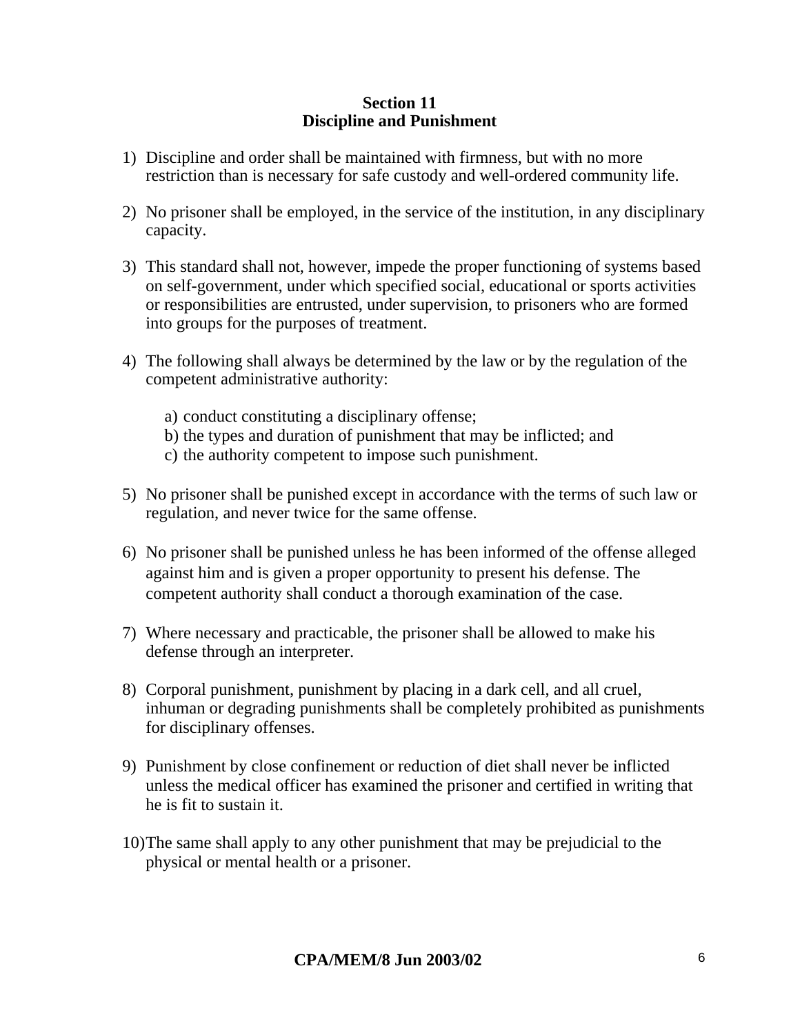## Section 11
## Discipline and Punishment

1) Discipline and order shall be maintained with firmness, but with no more restriction than is necessary for safe custody and well-ordered community life.

2) No prisoner shall be employed, in the service of the institution, in any disciplinary capacity.

3) This standard shall not, however, impede the proper functioning of systems based on self-government, under which specified social, educational or sports activities or responsibilities are entrusted, under supervision, to prisoners who are formed into groups for the purposes of treatment.

4) The following shall always be determined by the law or by the regulation of the competent administrative authority:

   a) conduct constituting a disciplinary offense;
   b) the types and duration of punishment that may be inflicted; and
   c) the authority competent to impose such punishment.

5) No prisoner shall be punished except in accordance with the terms of such law or regulation, and never twice for the same offense.

6) No prisoner shall be punished unless he has been informed of the offense alleged against him and is given a proper opportunity to present his defense. The competent authority shall conduct a thorough examination of the case.

7) Where necessary and practicable, the prisoner shall be allowed to make his defense through an interpreter.

8) Corporal punishment, punishment by placing in a dark cell, and all cruel, inhuman or degrading punishments shall be completely prohibited as punishments for disciplinary offenses.

9) Punishment by close confinement or reduction of diet shall never be inflicted unless the medical officer has examined the prisoner and certified in writing that he is fit to sustain it.

10) The same shall apply to any other punishment that may be prejudicial to the physical or mental health or a prisoner.

**CPA/MEM/8 Jun 2003/02**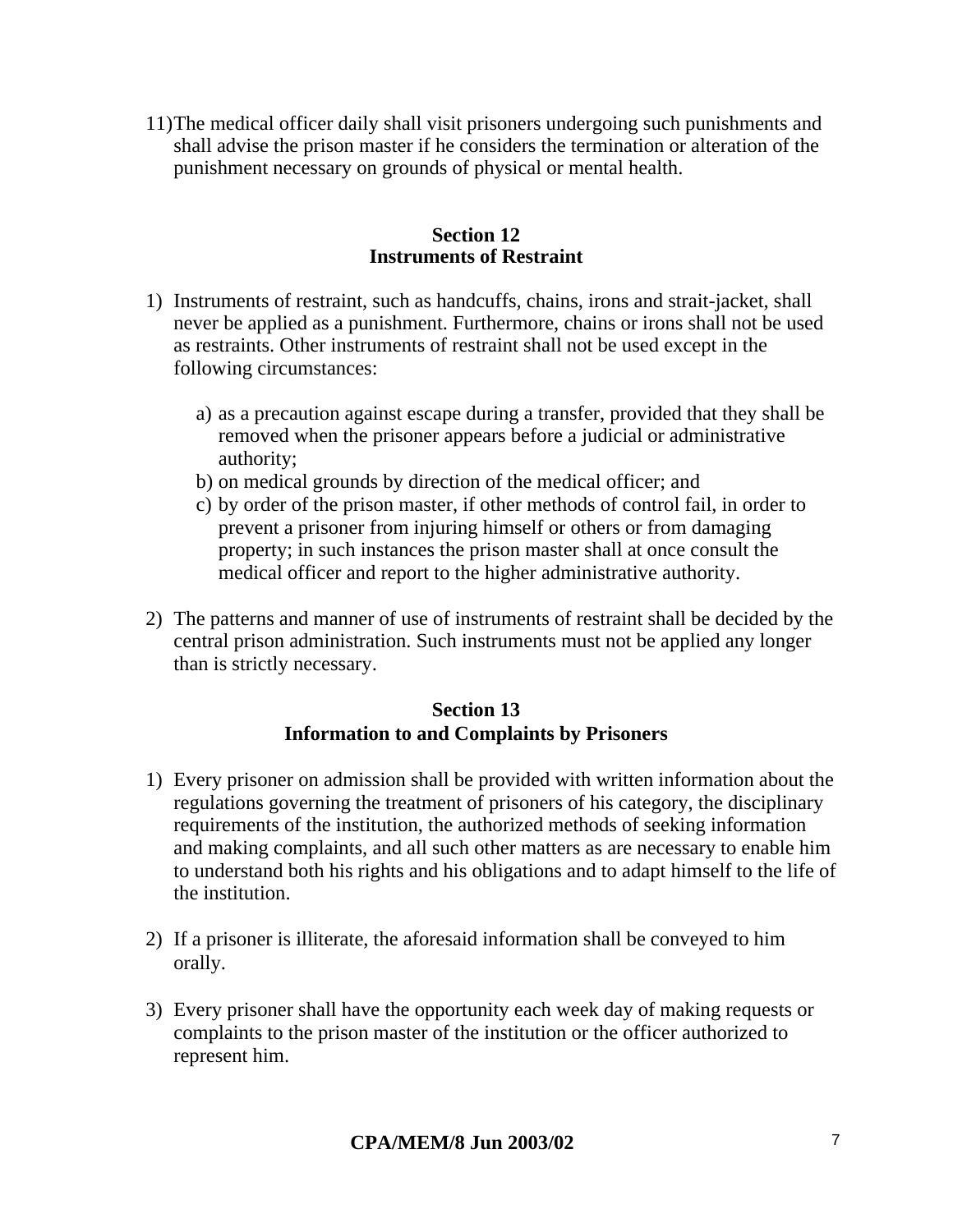11) The medical officer daily shall visit prisoners undergoing such punishments and shall advise the prison master if he considers the termination or alteration of the punishment necessary on grounds of physical or mental health.

### Section 12
### Instruments of Restraint

1) Instruments of restraint, such as handcuffs, chains, irons and strait-jacket, shall never be applied as a punishment. Furthermore, chains or irons shall not be used as restraints. Other instruments of restraint shall not be used except in the following circumstances:

   a) as a precaution against escape during a transfer, provided that they shall be removed when the prisoner appears before a judicial or administrative authority;
   b) on medical grounds by direction of the medical officer; and
   c) by order of the prison master, if other methods of control fail, in order to prevent a prisoner from injuring himself or others or from damaging property; in such instances the prison master shall at once consult the medical officer and report to the higher administrative authority.

2) The patterns and manner of use of instruments of restraint shall be decided by the central prison administration. Such instruments must not be applied any longer than is strictly necessary.

### Section 13
### Information to and Complaints by Prisoners

1) Every prisoner on admission shall be provided with written information about the regulations governing the treatment of prisoners of his category, the disciplinary requirements of the institution, the authorized methods of seeking information and making complaints, and all such other matters as are necessary to enable him to understand both his rights and his obligations and to adapt himself to the life of the institution.

2) If a prisoner is illiterate, the aforesaid information shall be conveyed to him orally.

3) Every prisoner shall have the opportunity each week day of making requests or complaints to the prison master of the institution or the officer authorized to represent him.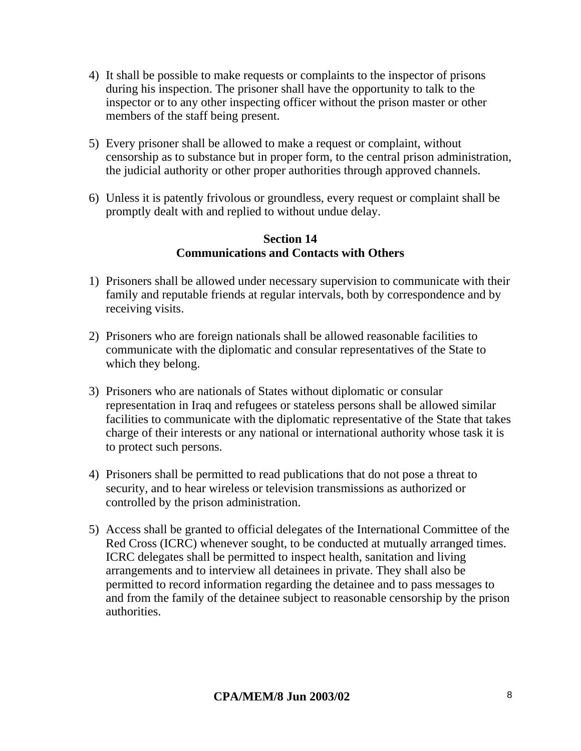4) It shall be possible to make requests or complaints to the inspector of prisons during his inspection. The prisoner shall have the opportunity to talk to the inspector or to any other inspecting officer without the prison master or other members of the staff being present.

5) Every prisoner shall be allowed to make a request or complaint, without censorship as to substance but in proper form, to the central prison administration, the judicial authority or other proper authorities through approved channels.

6) Unless it is patently frivolous or groundless, every request or complaint shall be promptly dealt with and replied to without undue delay.

## Section 14
## Communications and Contacts with Others

1) Prisoners shall be allowed under necessary supervision to communicate with their family and reputable friends at regular intervals, both by correspondence and by receiving visits.

2) Prisoners who are foreign nationals shall be allowed reasonable facilities to communicate with the diplomatic and consular representatives of the State to which they belong.

3) Prisoners who are nationals of States without diplomatic or consular representation in Iraq and refugees or stateless persons shall be allowed similar facilities to communicate with the diplomatic representative of the State that takes charge of their interests or any national or international authority whose task it is to protect such persons.

4) Prisoners shall be permitted to read publications that do not pose a threat to security, and to hear wireless or television transmissions as authorized or controlled by the prison administration.

5) Access shall be granted to official delegates of the International Committee of the Red Cross (ICRC) whenever sought, to be conducted at mutually arranged times. ICRC delegates shall be permitted to inspect health, sanitation and living arrangements and to interview all detainees in private. They shall also be permitted to record information regarding the detainee and to pass messages to and from the family of the detainee subject to reasonable censorship by the prison authorities.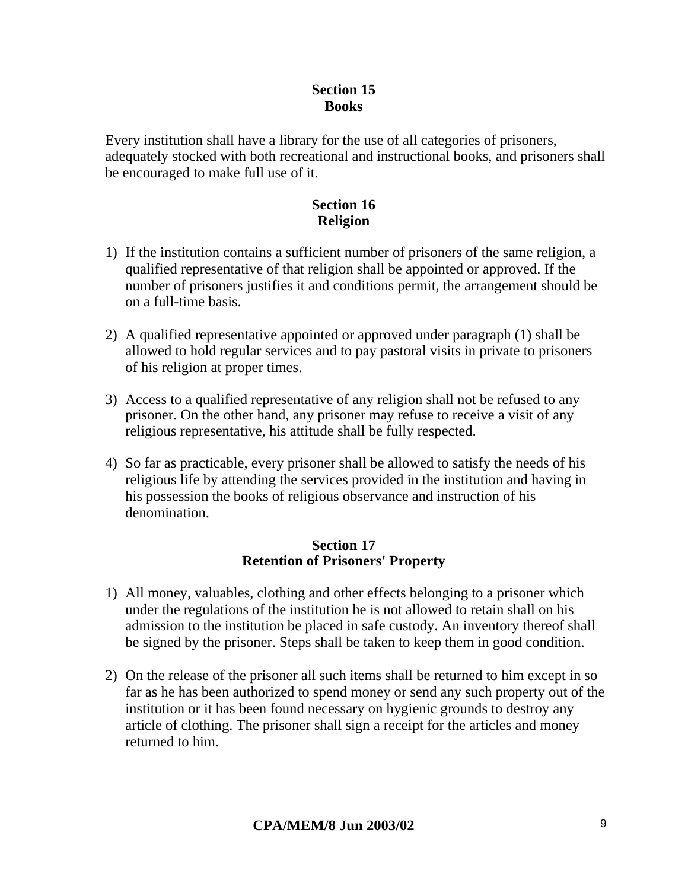## Section 15
## Books

Every institution shall have a library for the use of all categories of prisoners, adequately stocked with both recreational and instructional books, and prisoners shall be encouraged to make full use of it.

## Section 16
## Religion

1) If the institution contains a sufficient number of prisoners of the same religion, a qualified representative of that religion shall be appointed or approved. If the number of prisoners justifies it and conditions permit, the arrangement should be on a full-time basis.

2) A qualified representative appointed or approved under paragraph (1) shall be allowed to hold regular services and to pay pastoral visits in private to prisoners of his religion at proper times.

3) Access to a qualified representative of any religion shall not be refused to any prisoner. On the other hand, any prisoner may refuse to receive a visit of any religious representative, his attitude shall be fully respected.

4) So far as practicable, every prisoner shall be allowed to satisfy the needs of his religious life by attending the services provided in the institution and having in his possession the books of religious observance and instruction of his denomination.

## Section 17
## Retention of Prisoners' Property

1) All money, valuables, clothing and other effects belonging to a prisoner which under the regulations of the institution he is not allowed to retain shall on his admission to the institution be placed in safe custody. An inventory thereof shall be signed by the prisoner. Steps shall be taken to keep them in good condition.

2) On the release of the prisoner all such items shall be returned to him except in so far as he has been authorized to spend money or send any such property out of the institution or it has been found necessary on hygienic grounds to destroy any article of clothing. The prisoner shall sign a receipt for the articles and money returned to him.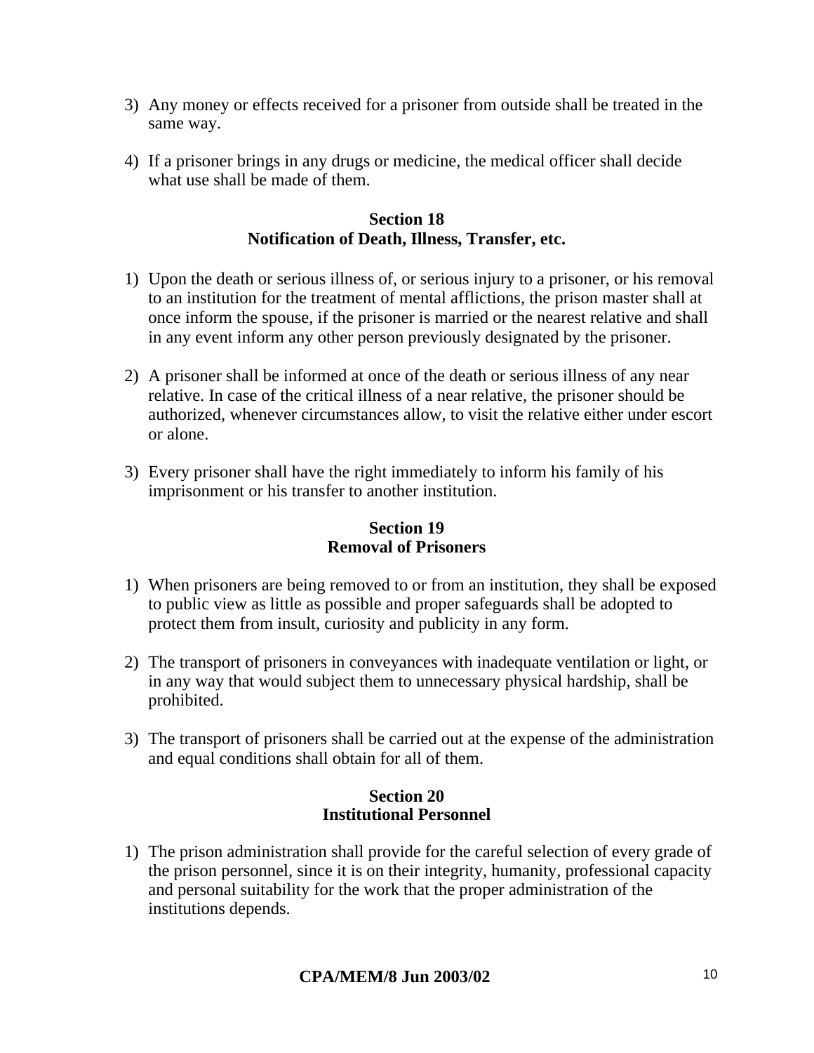3) Any money or effects received for a prisoner from outside shall be treated in the same way.

4) If a prisoner brings in any drugs or medicine, the medical officer shall decide what use shall be made of them.

**Section 18**
**Notification of Death, Illness, Transfer, etc.**

1) Upon the death or serious illness of, or serious injury to a prisoner, or his removal to an institution for the treatment of mental afflictions, the prison master shall at once inform the spouse, if the prisoner is married or the nearest relative and shall in any event inform any other person previously designated by the prisoner.

2) A prisoner shall be informed at once of the death or serious illness of any near relative. In case of the critical illness of a near relative, the prisoner should be authorized, whenever circumstances allow, to visit the relative either under escort or alone.

3) Every prisoner shall have the right immediately to inform his family of his imprisonment or his transfer to another institution.

**Section 19**
**Removal of Prisoners**

1) When prisoners are being removed to or from an institution, they shall be exposed to public view as little as possible and proper safeguards shall be adopted to protect them from insult, curiosity and publicity in any form.

2) The transport of prisoners in conveyances with inadequate ventilation or light, or in any way that would subject them to unnecessary physical hardship, shall be prohibited.

3) The transport of prisoners shall be carried out at the expense of the administration and equal conditions shall obtain for all of them.

**Section 20**
**Institutional Personnel**

1) The prison administration shall provide for the careful selection of every grade of the prison personnel, since it is on their integrity, humanity, professional capacity and personal suitability for the work that the proper administration of the institutions depends.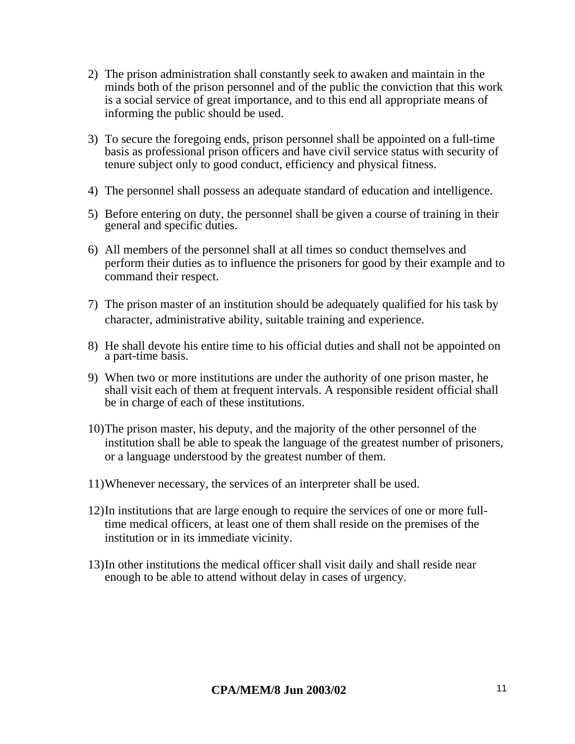2) The prison administration shall constantly seek to awaken and maintain in the minds both of the prison personnel and of the public the conviction that this work is a social service of great importance, and to this end all appropriate means of informing the public should be used.

3) To secure the foregoing ends, prison personnel shall be appointed on a full-time basis as professional prison officers and have civil service status with security of tenure subject only to good conduct, efficiency and physical fitness.

4) The personnel shall possess an adequate standard of education and intelligence.

5) Before entering on duty, the personnel shall be given a course of training in their general and specific duties.

6) All members of the personnel shall at all times so conduct themselves and perform their duties as to influence the prisoners for good by their example and to command their respect.

7) The prison master of an institution should be adequately qualified for his task by character, administrative ability, suitable training and experience.

8) He shall devote his entire time to his official duties and shall not be appointed on a part-time basis.

9) When two or more institutions are under the authority of one prison master, he shall visit each of them at frequent intervals. A responsible resident official shall be in charge of each of these institutions.

10) The prison master, his deputy, and the majority of the other personnel of the institution shall be able to speak the language of the greatest number of prisoners, or a language understood by the greatest number of them.

11) Whenever necessary, the services of an interpreter shall be used.

12) In institutions that are large enough to require the services of one or more full-time medical officers, at least one of them shall reside on the premises of the institution or in its immediate vicinity.

13) In other institutions the medical officer shall visit daily and shall reside near enough to be able to attend without delay in cases of urgency.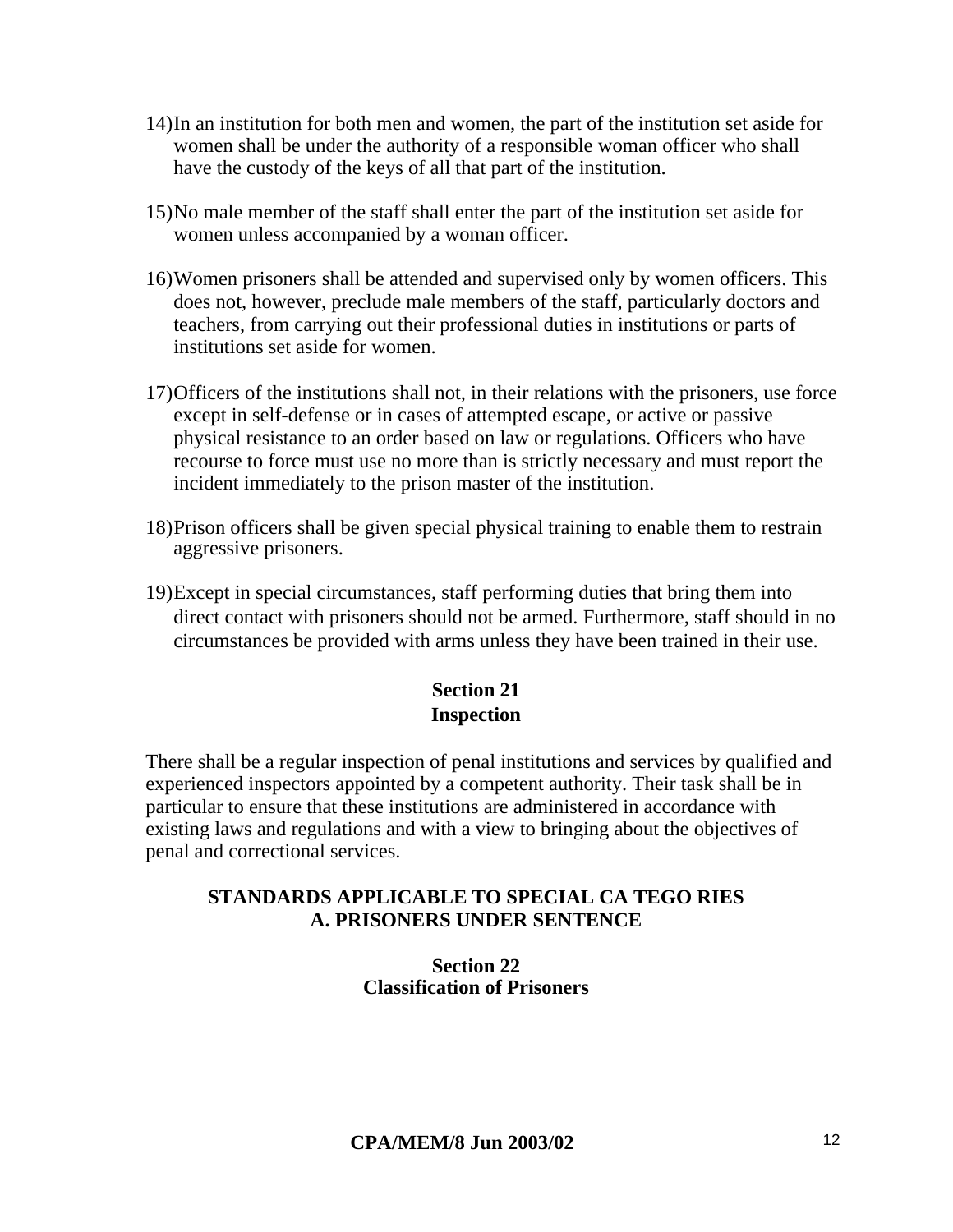14) In an institution for both men and women, the part of the institution set aside for women shall be under the authority of a responsible woman officer who shall have the custody of the keys of all that part of the institution.

15) No male member of the staff shall enter the part of the institution set aside for women unless accompanied by a woman officer.

16) Women prisoners shall be attended and supervised only by women officers. This does not, however, preclude male members of the staff, particularly doctors and teachers, from carrying out their professional duties in institutions or parts of institutions set aside for women.

17) Officers of the institutions shall not, in their relations with the prisoners, use force except in self-defense or in cases of attempted escape, or active or passive physical resistance to an order based on law or regulations. Officers who have recourse to force must use no more than is strictly necessary and must report the incident immediately to the prison master of the institution.

18) Prison officers shall be given special physical training to enable them to restrain aggressive prisoners.

19) Except in special circumstances, staff performing duties that bring them into direct contact with prisoners should not be armed. Furthermore, staff should in no circumstances be provided with arms unless they have been trained in their use.

## Section 21
## Inspection

There shall be a regular inspection of penal institutions and services by qualified and experienced inspectors appointed by a competent authority. Their task shall be in particular to ensure that these institutions are administered in accordance with existing laws and regulations and with a view to bringing about the objectives of penal and correctional services.

# STANDARDS APPLICABLE TO SPECIAL CA TEGO RIES
# A. PRISONERS UNDER SENTENCE

## Section 22
## Classification of Prisoners

CPA/MEM/8 Jun 2003/02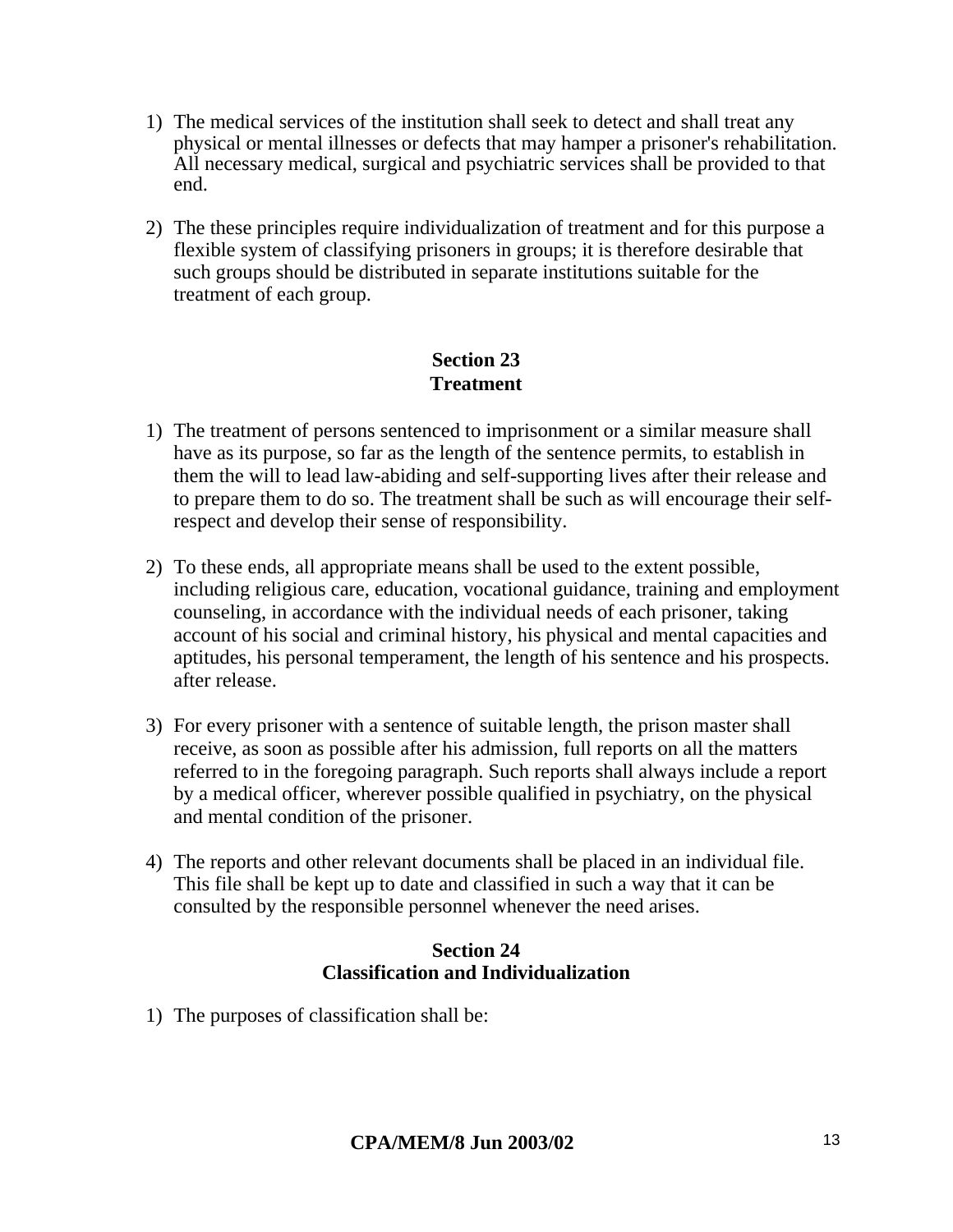1) The medical services of the institution shall seek to detect and shall treat any physical or mental illnesses or defects that may hamper a prisoner's rehabilitation. All necessary medical, surgical and psychiatric services shall be provided to that end.

2) The these principles require individualization of treatment and for this purpose a flexible system of classifying prisoners in groups; it is therefore desirable that such groups should be distributed in separate institutions suitable for the treatment of each group.

## Section 23
## Treatment

1) The treatment of persons sentenced to imprisonment or a similar measure shall have as its purpose, so far as the length of the sentence permits, to establish in them the will to lead law-abiding and self-supporting lives after their release and to prepare them to do so. The treatment shall be such as will encourage their self-respect and develop their sense of responsibility.

2) To these ends, all appropriate means shall be used to the extent possible, including religious care, education, vocational guidance, training and employment counseling, in accordance with the individual needs of each prisoner, taking account of his social and criminal history, his physical and mental capacities and aptitudes, his personal temperament, the length of his sentence and his prospects. after release.

3) For every prisoner with a sentence of suitable length, the prison master shall receive, as soon as possible after his admission, full reports on all the matters referred to in the foregoing paragraph. Such reports shall always include a report by a medical officer, wherever possible qualified in psychiatry, on the physical and mental condition of the prisoner.

4) The reports and other relevant documents shall be placed in an individual file. This file shall be kept up to date and classified in such a way that it can be consulted by the responsible personnel whenever the need arises.

## Section 24
## Classification and Individualization

1) The purposes of classification shall be: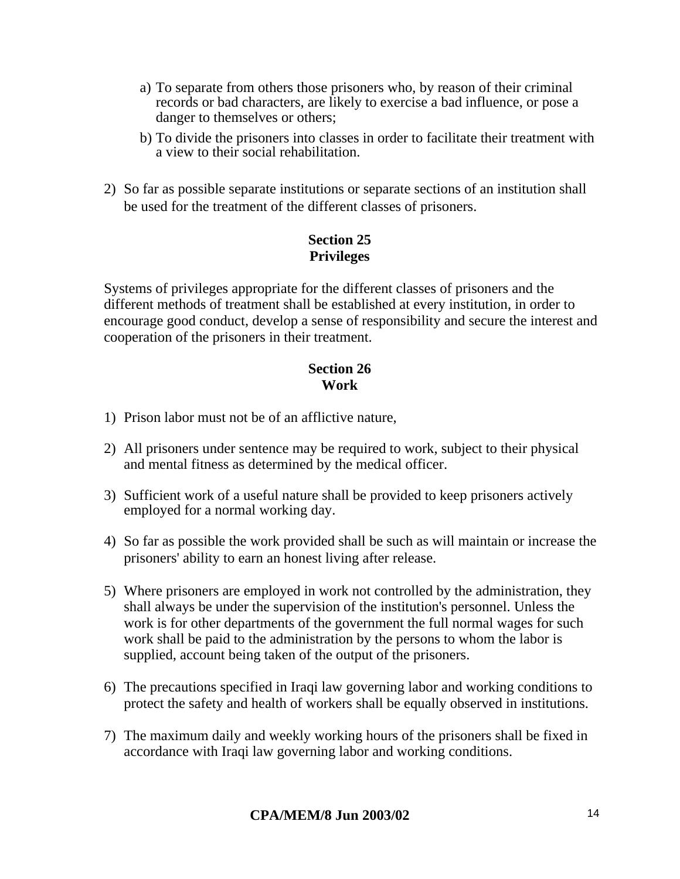a) To separate from others those prisoners who, by reason of their criminal records or bad characters, are likely to exercise a bad influence, or pose a danger to themselves or others;

b) To divide the prisoners into classes in order to facilitate their treatment with a view to their social rehabilitation.

2) So far as possible separate institutions or separate sections of an institution shall be used for the treatment of the different classes of prisoners.

**Section 25**
**Privileges**

Systems of privileges appropriate for the different classes of prisoners and the different methods of treatment shall be established at every institution, in order to encourage good conduct, develop a sense of responsibility and secure the interest and cooperation of the prisoners in their treatment.

**Section 26**
**Work**

1) Prison labor must not be of an afflictive nature,

2) All prisoners under sentence may be required to work, subject to their physical and mental fitness as determined by the medical officer.

3) Sufficient work of a useful nature shall be provided to keep prisoners actively employed for a normal working day.

4) So far as possible the work provided shall be such as will maintain or increase the prisoners' ability to earn an honest living after release.

5) Where prisoners are employed in work not controlled by the administration, they shall always be under the supervision of the institution's personnel. Unless the work is for other departments of the government the full normal wages for such work shall be paid to the administration by the persons to whom the labor is supplied, account being taken of the output of the prisoners.

6) The precautions specified in Iraqi law governing labor and working conditions to protect the safety and health of workers shall be equally observed in institutions.

7) The maximum daily and weekly working hours of the prisoners shall be fixed in accordance with Iraqi law governing labor and working conditions.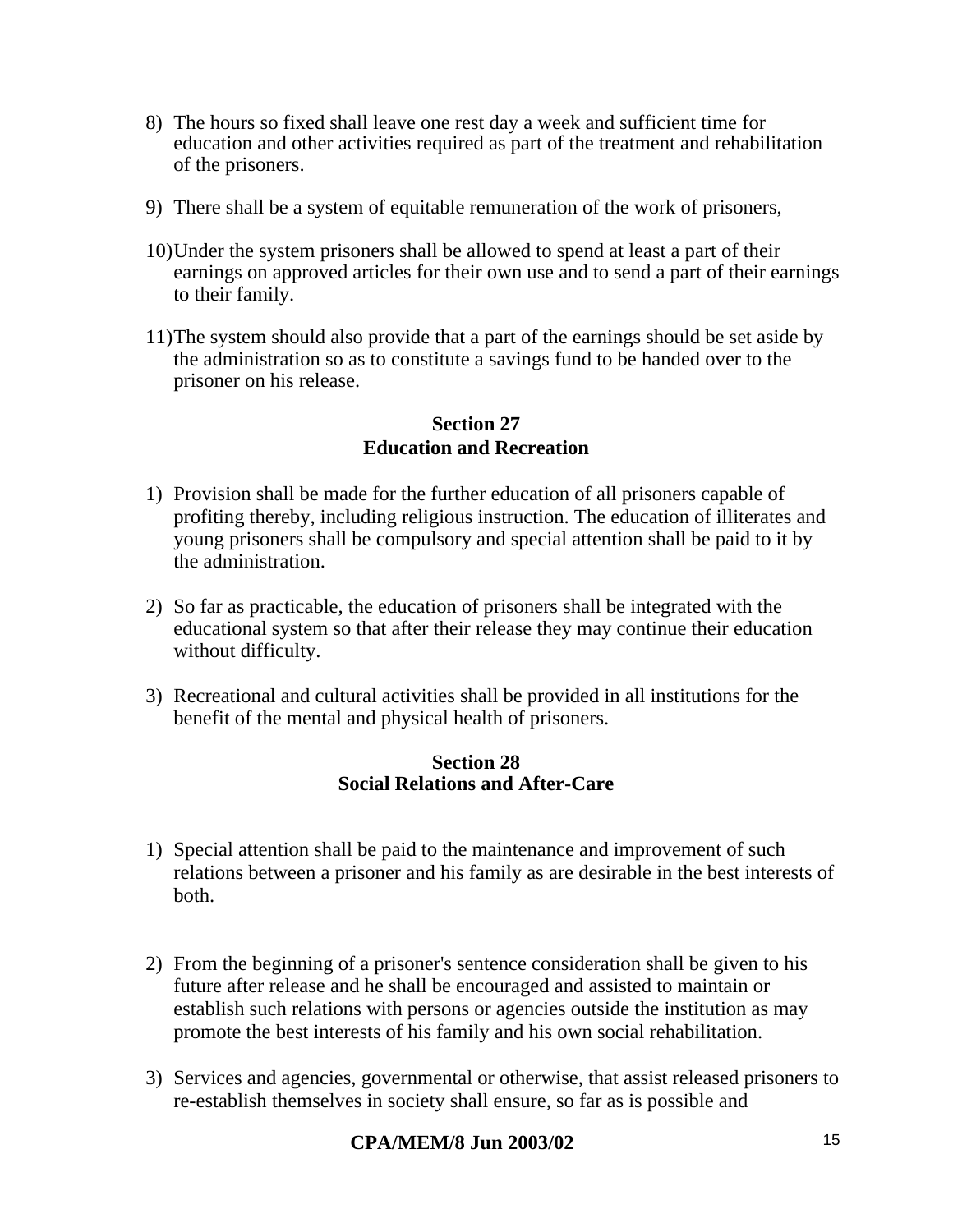8) The hours so fixed shall leave one rest day a week and sufficient time for education and other activities required as part of the treatment and rehabilitation of the prisoners.

9) There shall be a system of equitable remuneration of the work of prisoners,

10) Under the system prisoners shall be allowed to spend at least a part of their earnings on approved articles for their own use and to send a part of their earnings to their family.

11) The system should also provide that a part of the earnings should be set aside by the administration so as to constitute a savings fund to be handed over to the prisoner on his release.

**Section 27**
**Education and Recreation**

1) Provision shall be made for the further education of all prisoners capable of profiting thereby, including religious instruction. The education of illiterates and young prisoners shall be compulsory and special attention shall be paid to it by the administration.

2) So far as practicable, the education of prisoners shall be integrated with the educational system so that after their release they may continue their education without difficulty.

3) Recreational and cultural activities shall be provided in all institutions for the benefit of the mental and physical health of prisoners.

**Section 28**
**Social Relations and After-Care**

1) Special attention shall be paid to the maintenance and improvement of such relations between a prisoner and his family as are desirable in the best interests of both.

2) From the beginning of a prisoner's sentence consideration shall be given to his future after release and he shall be encouraged and assisted to maintain or establish such relations with persons or agencies outside the institution as may promote the best interests of his family and his own social rehabilitation.

3) Services and agencies, governmental or otherwise, that assist released prisoners to re-establish themselves in society shall ensure, so far as is possible and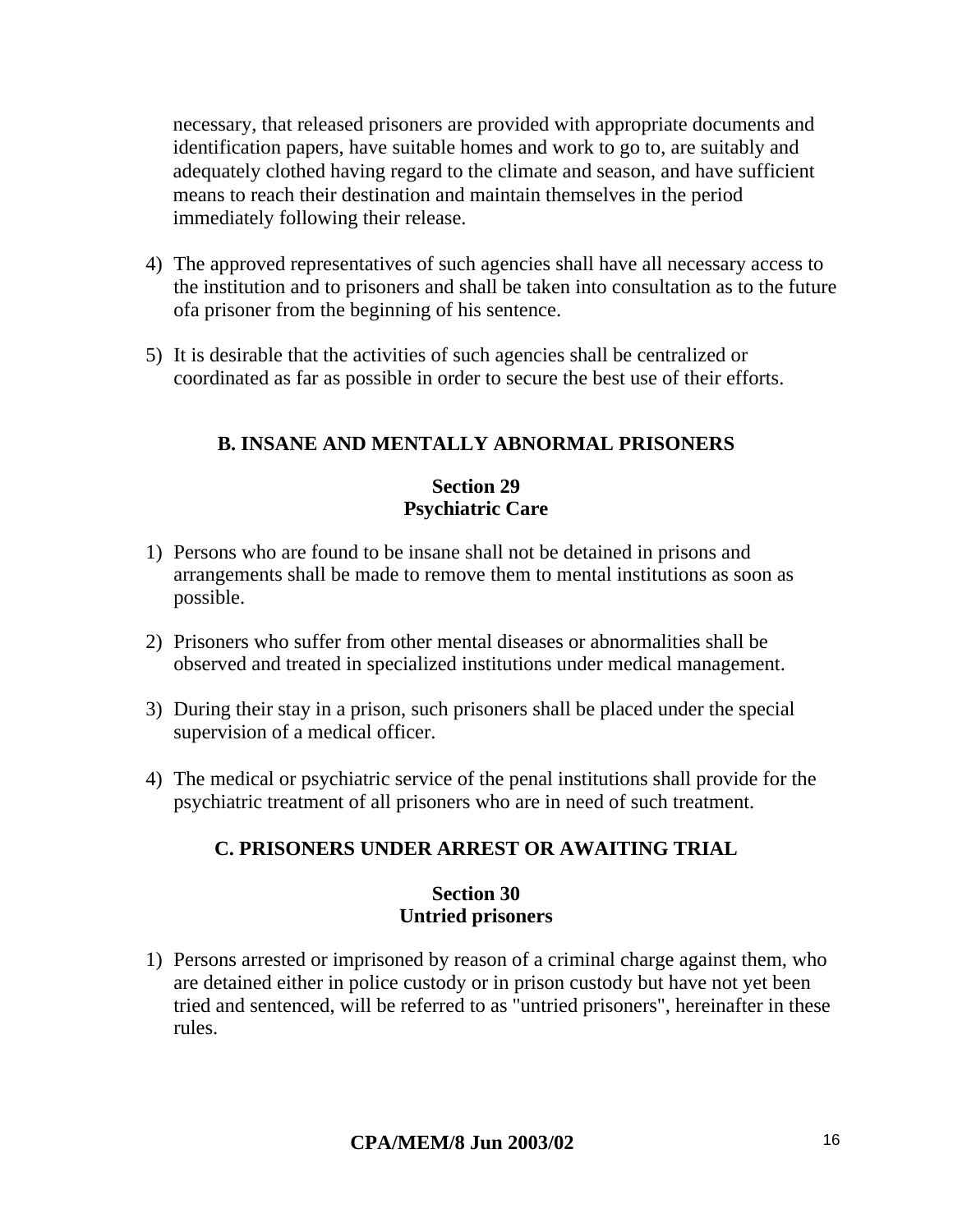necessary, that released prisoners are provided with appropriate documents and identification papers, have suitable homes and work to go to, are suitably and adequately clothed having regard to the climate and season, and have sufficient means to reach their destination and maintain themselves in the period immediately following their release.

4) The approved representatives of such agencies shall have all necessary access to the institution and to prisoners and shall be taken into consultation as to the future ofa prisoner from the beginning of his sentence.

5) It is desirable that the activities of such agencies shall be centralized or coordinated as far as possible in order to secure the best use of their efforts.

## B. INSANE AND MENTALLY ABNORMAL PRISONERS

### Section 29
### Psychiatric Care

1) Persons who are found to be insane shall not be detained in prisons and arrangements shall be made to remove them to mental institutions as soon as possible.

2) Prisoners who suffer from other mental diseases or abnormalities shall be observed and treated in specialized institutions under medical management.

3) During their stay in a prison, such prisoners shall be placed under the special supervision of a medical officer.

4) The medical or psychiatric service of the penal institutions shall provide for the psychiatric treatment of all prisoners who are in need of such treatment.

## C. PRISONERS UNDER ARREST OR AWAITING TRIAL

### Section 30
### Untried prisoners

1) Persons arrested or imprisoned by reason of a criminal charge against them, who are detained either in police custody or in prison custody but have not yet been tried and sentenced, will be referred to as "untried prisoners", hereinafter in these rules.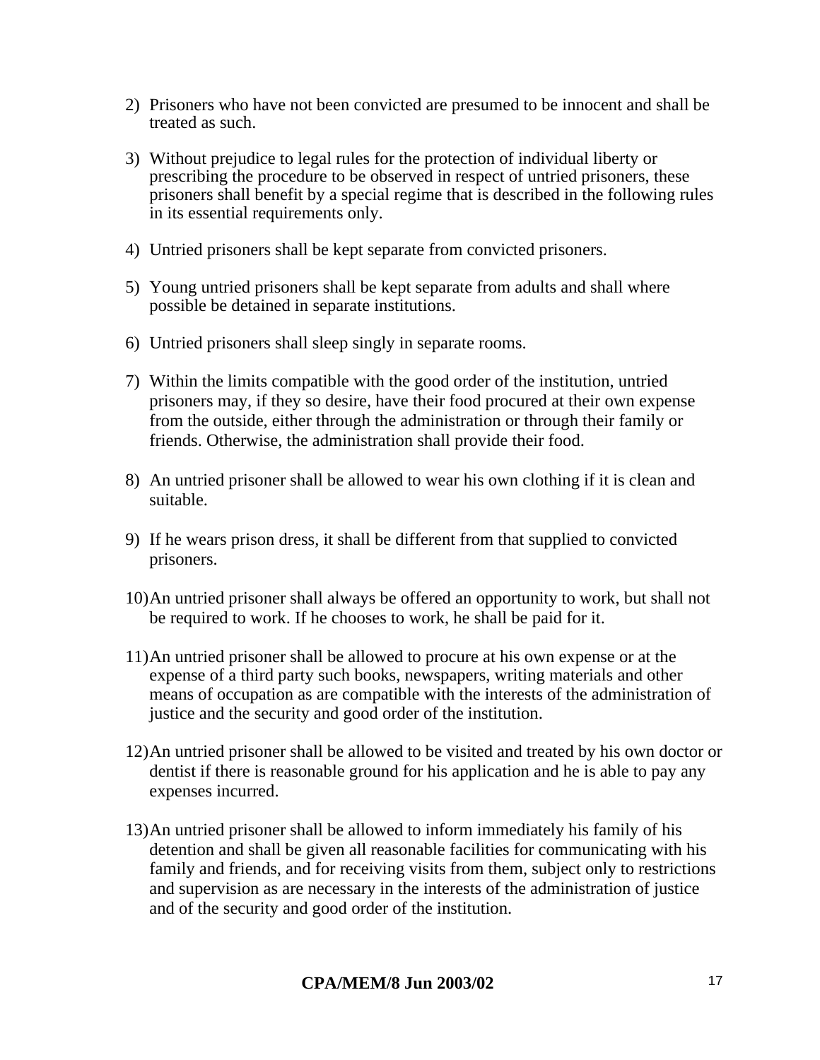2) Prisoners who have not been convicted are presumed to be innocent and shall be treated as such.

3) Without prejudice to legal rules for the protection of individual liberty or prescribing the procedure to be observed in respect of untried prisoners, these prisoners shall benefit by a special regime that is described in the following rules in its essential requirements only.

4) Untried prisoners shall be kept separate from convicted prisoners.

5) Young untried prisoners shall be kept separate from adults and shall where possible be detained in separate institutions.

6) Untried prisoners shall sleep singly in separate rooms.

7) Within the limits compatible with the good order of the institution, untried prisoners may, if they so desire, have their food procured at their own expense from the outside, either through the administration or through their family or friends. Otherwise, the administration shall provide their food.

8) An untried prisoner shall be allowed to wear his own clothing if it is clean and suitable.

9) If he wears prison dress, it shall be different from that supplied to convicted prisoners.

10) An untried prisoner shall always be offered an opportunity to work, but shall not be required to work. If he chooses to work, he shall be paid for it.

11) An untried prisoner shall be allowed to procure at his own expense or at the expense of a third party such books, newspapers, writing materials and other means of occupation as are compatible with the interests of the administration of justice and the security and good order of the institution.

12) An untried prisoner shall be allowed to be visited and treated by his own doctor or dentist if there is reasonable ground for his application and he is able to pay any expenses incurred.

13) An untried prisoner shall be allowed to inform immediately his family of his detention and shall be given all reasonable facilities for communicating with his family and friends, and for receiving visits from them, subject only to restrictions and supervision as are necessary in the interests of the administration of justice and of the security and good order of the institution.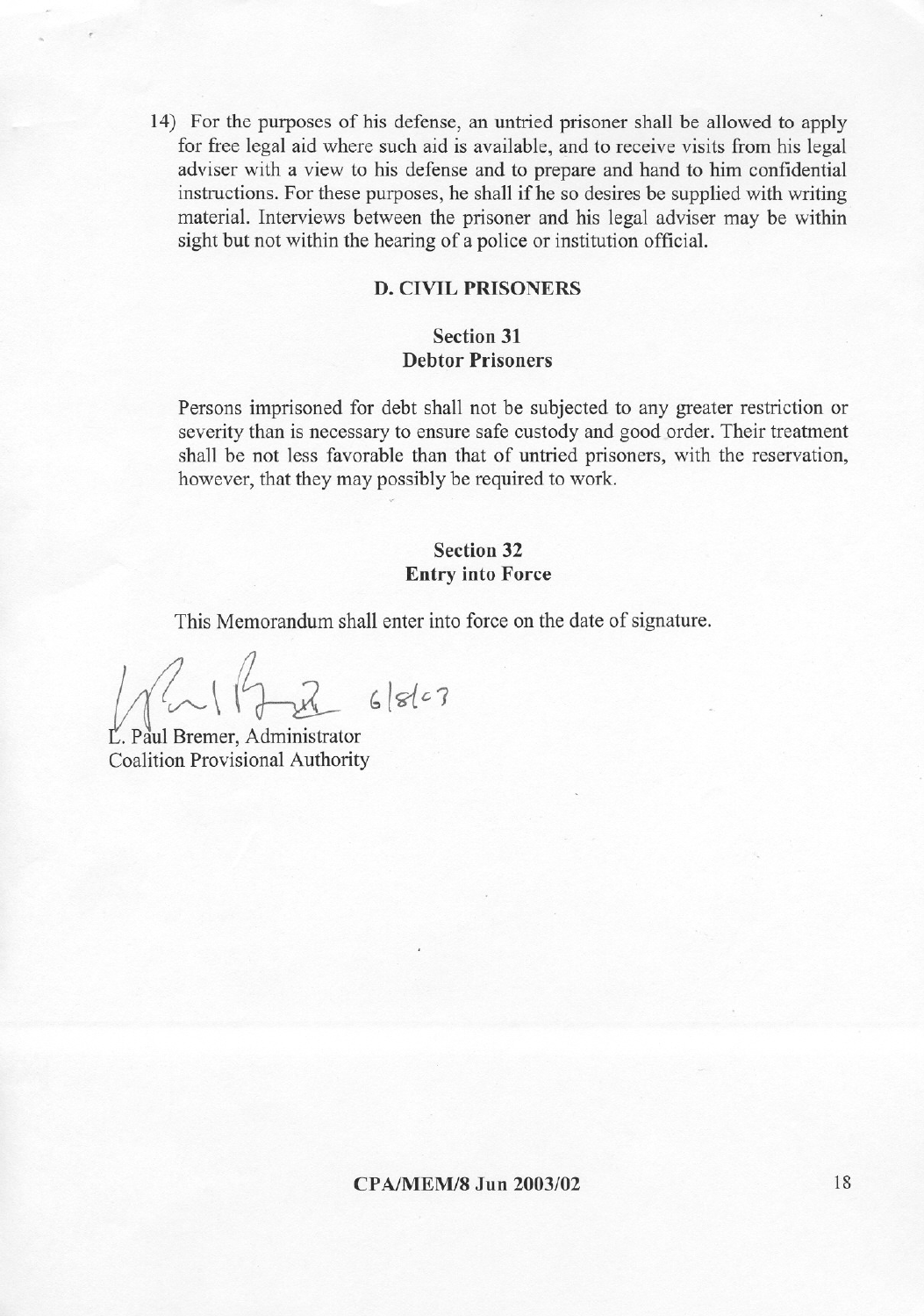14) For the purposes of his defense, an untried prisoner shall be allowed to apply for free legal aid where such aid is available, and to receive visits from his legal adviser with a view to his defense and to prepare and hand to him confidential instructions. For these purposes, he shall if he so desires be supplied with writing material. Interviews between the prisoner and his legal adviser may be within sight but not within the hearing of a police or institution official.

## D. CIVIL PRISONERS

### Section 31
### Debtor Prisoners

Persons imprisoned for debt shall not be subjected to any greater restriction or severity than is necessary to ensure safe custody and good order. Their treatment shall be not less favorable than that of untried prisoners, with the reservation, however, that they may possibly be required to work.

### Section 32
### Entry into Force

This Memorandum shall enter into force on the date of signature.

6/8/03

L. Paul Bremer, Administrator
Coalition Provisional Authority

CPA/MEM/8 Jun 2003/02